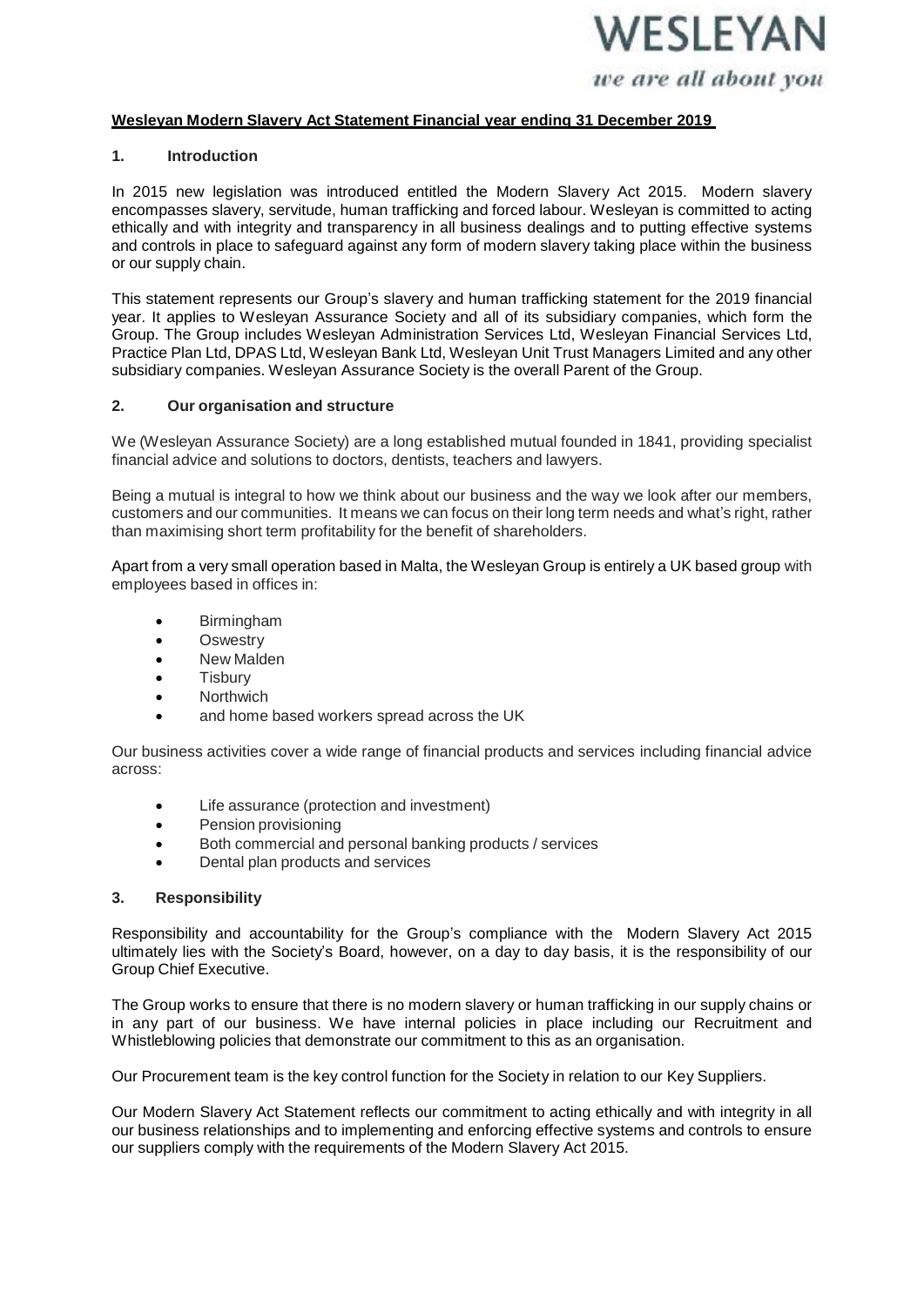WESLEYAN

*we are all about you*

## Wesleyan Modern Slavery Act Statement Financial year ending 31 December 2019

### 1. Introduction

In 2015 new legislation was introduced entitled the Modern Slavery Act 2015. Modern slavery encompasses slavery, servitude, human trafficking and forced labour. Wesleyan is committed to acting ethically and with integrity and transparency in all business dealings and to putting effective systems and controls in place to safeguard against any form of modern slavery taking place within the business or our supply chain.

This statement represents our Group's slavery and human trafficking statement for the 2019 financial year. It applies to Wesleyan Assurance Society and all of its subsidiary companies, which form the Group. The Group includes Wesleyan Administration Services Ltd, Wesleyan Financial Services Ltd, Practice Plan Ltd, DPAS Ltd, Wesleyan Bank Ltd, Wesleyan Unit Trust Managers Limited and any other subsidiary companies. Wesleyan Assurance Society is the overall Parent of the Group.

### 2. Our organisation and structure

We (Wesleyan Assurance Society) are a long established mutual founded in 1841, providing specialist financial advice and solutions to doctors, dentists, teachers and lawyers.

Being a mutual is integral to how we think about our business and the way we look after our members, customers and our communities. It means we can focus on their long term needs and what's right, rather than maximising short term profitability for the benefit of shareholders.

Apart from a very small operation based in Malta, the Wesleyan Group is entirely a UK based group with employees based in offices in:

- Birmingham
- Oswestry
- New Malden
- Tisbury
- Northwich
- and home based workers spread across the UK

Our business activities cover a wide range of financial products and services including financial advice across:

- Life assurance (protection and investment)
- Pension provisioning
- Both commercial and personal banking products / services
- Dental plan products and services

### 3. Responsibility

Responsibility and accountability for the Group's compliance with the Modern Slavery Act 2015 ultimately lies with the Society's Board, however, on a day to day basis, it is the responsibility of our Group Chief Executive.

The Group works to ensure that there is no modern slavery or human trafficking in our supply chains or in any part of our business. We have internal policies in place including our Recruitment and Whistleblowing policies that demonstrate our commitment to this as an organisation.

Our Procurement team is the key control function for the Society in relation to our Key Suppliers.

Our Modern Slavery Act Statement reflects our commitment to acting ethically and with integrity in all our business relationships and to implementing and enforcing effective systems and controls to ensure our suppliers comply with the requirements of the Modern Slavery Act 2015.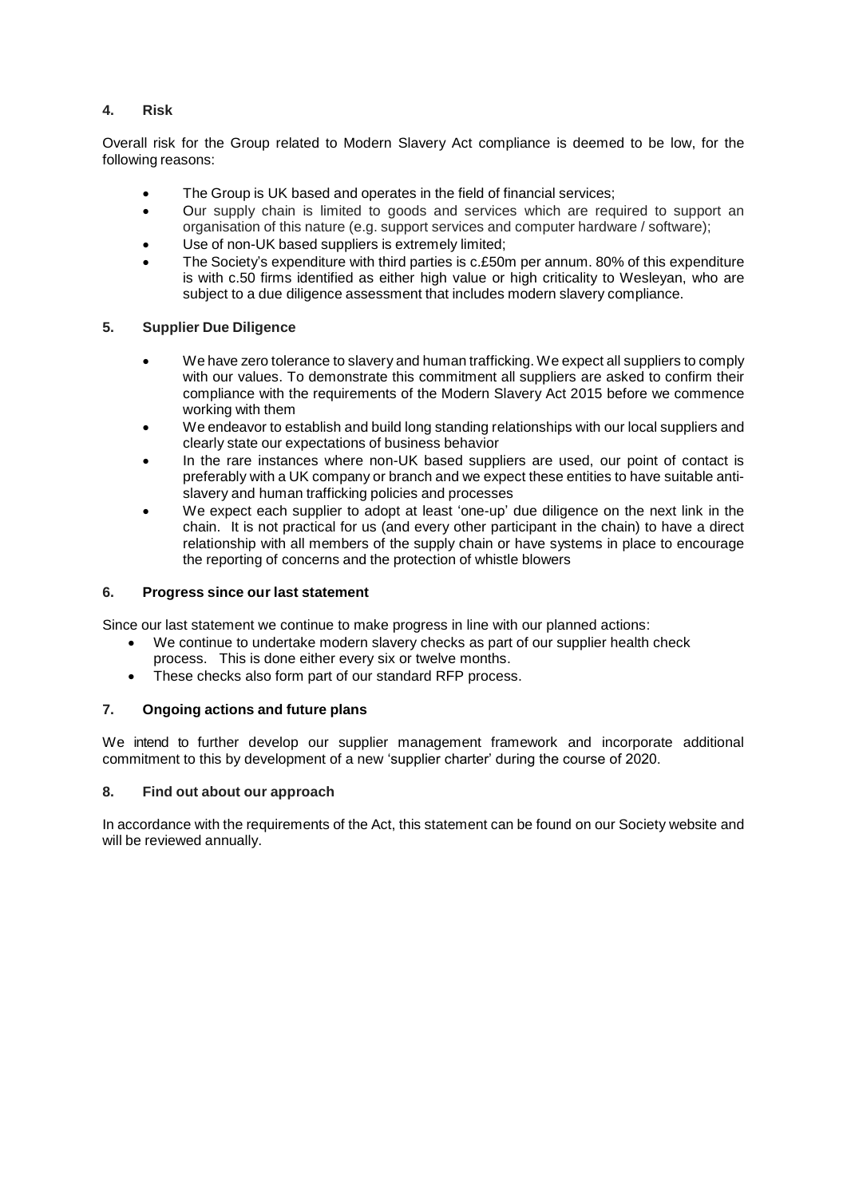## 4. Risk

Overall risk for the Group related to Modern Slavery Act compliance is deemed to be low, for the following reasons:

- The Group is UK based and operates in the field of financial services;
- Our supply chain is limited to goods and services which are required to support an organisation of this nature (e.g. support services and computer hardware / software);
- Use of non-UK based suppliers is extremely limited;
- The Society's expenditure with third parties is c.£50m per annum. 80% of this expenditure is with c.50 firms identified as either high value or high criticality to Wesleyan, who are subject to a due diligence assessment that includes modern slavery compliance.

## 5. Supplier Due Diligence

- We have zero tolerance to slavery and human trafficking. We expect all suppliers to comply with our values. To demonstrate this commitment all suppliers are asked to confirm their compliance with the requirements of the Modern Slavery Act 2015 before we commence working with them
- We endeavor to establish and build long standing relationships with our local suppliers and clearly state our expectations of business behavior
- In the rare instances where non-UK based suppliers are used, our point of contact is preferably with a UK company or branch and we expect these entities to have suitable anti-slavery and human trafficking policies and processes
- We expect each supplier to adopt at least 'one-up' due diligence on the next link in the chain. It is not practical for us (and every other participant in the chain) to have a direct relationship with all members of the supply chain or have systems in place to encourage the reporting of concerns and the protection of whistle blowers

## 6. Progress since our last statement

Since our last statement we continue to make progress in line with our planned actions:

- We continue to undertake modern slavery checks as part of our supplier health check process. This is done either every six or twelve months.
- These checks also form part of our standard RFP process.

## 7. Ongoing actions and future plans

We intend to further develop our supplier management framework and incorporate additional commitment to this by development of a new 'supplier charter' during the course of 2020.

## 8. Find out about our approach

In accordance with the requirements of the Act, this statement can be found on our Society website and will be reviewed annually.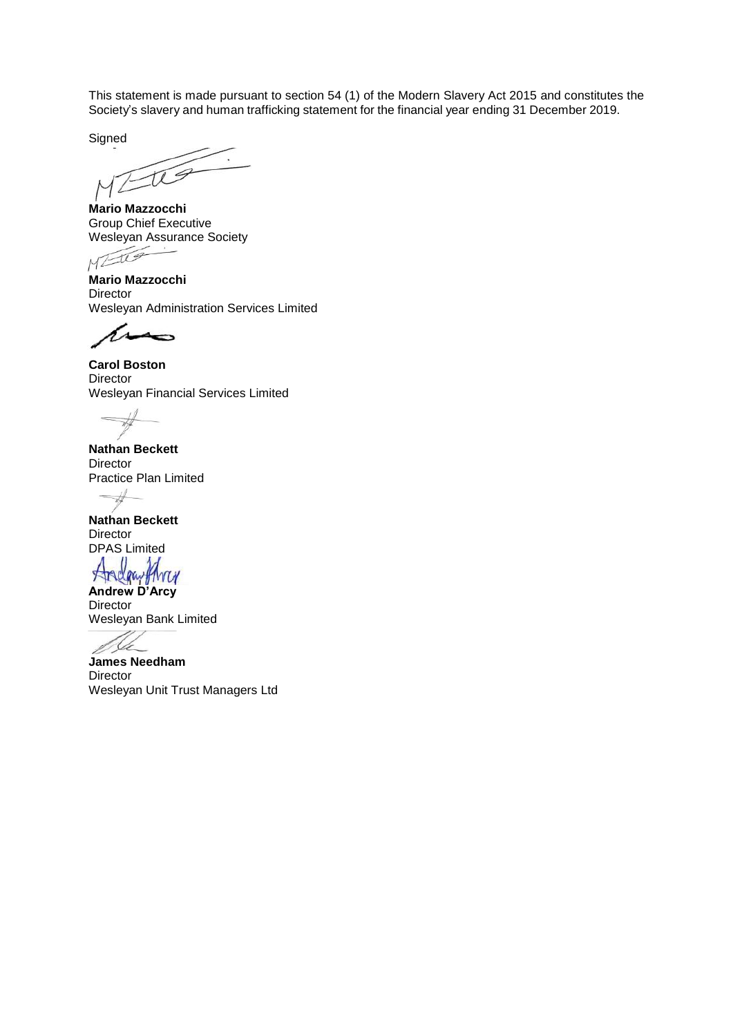This statement is made pursuant to section 54 (1) of the Modern Slavery Act 2015 and constitutes the Society's slavery and human trafficking statement for the financial year ending 31 December 2019.

Signed

**Mario Mazzocchi**
Group Chief Executive
Wesleyan Assurance Society

**Mario Mazzocchi**
Director
Wesleyan Administration Services Limited

**Carol Boston**
Director
Wesleyan Financial Services Limited

**Nathan Beckett**
Director
Practice Plan Limited

**Nathan Beckett**
Director
DPAS Limited

**Andrew D'Arcy**
Director
Wesleyan Bank Limited

**James Needham**
Director
Wesleyan Unit Trust Managers Ltd